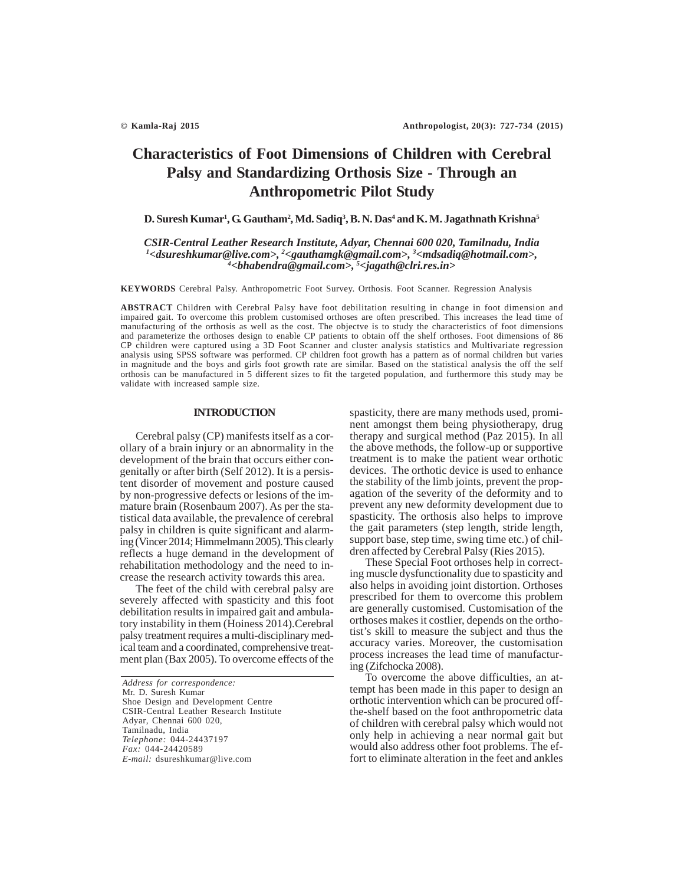# Characteristics of Foot Dimensions of Children with Cerebral Palsy and Standardizing Orthosis Size - Through an Anthropometric Pilot Study

**D. Suresh Kumar[1], G. Gautham[2], Md. Sadiq[3], B. N. Das[4] and K. M. Jagathnath Krishna[5]**

*CSIR-Central Leather Research Institute, Adyar, Chennai 600 020, Tamilnadu, India*
*[1]<dsureshkumar@live.com>, [2]<gauthamgk@gmail.com>, [3]<mdsadiq@hotmail.com>, [4]<bhabendra@gmail.com>, [5]<jagath@clri.res.in>*

**KEYWORDS** Cerebral Palsy. Anthropometric Foot Survey. Orthosis. Foot Scanner. Regression Analysis

**ABSTRACT** Children with Cerebral Palsy have foot debilitation resulting in change in foot dimension and impaired gait. To overcome this problem customised orthoses are often prescribed. This increases the lead time of manufacturing of the orthosis as well as the cost. The objectve is to study the characteristics of foot dimensions and parameterize the orthoses design to enable CP patients to obtain off the shelf orthoses. Foot dimensions of 86 CP children were captured using a 3D Foot Scanner and cluster analysis statistics and Multivariate regression analysis using SPSS software was performed. CP children foot growth has a pattern as of normal children but varies in magnitude and the boys and girls foot growth rate are similar. Based on the statistical analysis the off the self orthosis can be manufactured in 5 different sizes to fit the targeted population, and furthermore this study may be validate with increased sample size.

## INTRODUCTION

Cerebral palsy (CP) manifests itself as a corollary of a brain injury or an abnormality in the development of the brain that occurs either congenitally or after birth (Self 2012). It is a persistent disorder of movement and posture caused by non-progressive defects or lesions of the immature brain (Rosenbaum 2007). As per the statistical data available, the prevalence of cerebral palsy in children is quite significant and alarming (Vincer 2014; Himmelmann 2005). This clearly reflects a huge demand in the development of rehabilitation methodology and the need to increase the research activity towards this area.

The feet of the child with cerebral palsy are severely affected with spasticity and this foot debilitation results in impaired gait and ambulatory instability in them (Hoiness 2014).Cerebral palsy treatment requires a multi-disciplinary medical team and a coordinated, comprehensive treatment plan (Bax 2005). To overcome effects of the spasticity, there are many methods used, prominent amongst them being physiotherapy, drug therapy and surgical method (Paz 2015). In all the above methods, the follow-up or supportive treatment is to make the patient wear orthotic devices. The orthotic device is used to enhance the stability of the limb joints, prevent the propagation of the severity of the deformity and to prevent any new deformity development due to spasticity. The orthosis also helps to improve the gait parameters (step length, stride length, support base, step time, swing time etc.) of children affected by Cerebral Palsy (Ries 2015).

These Special Foot orthoses help in correcting muscle dysfunctionality due to spasticity and also helps in avoiding joint distortion. Orthoses prescribed for them to overcome this problem are generally customised. Customisation of the orthoses makes it costlier, depends on the orthotist's skill to measure the subject and thus the accuracy varies. Moreover, the customisation process increases the lead time of manufacturing (Zifchocka 2008).

To overcome the above difficulties, an attempt has been made in this paper to design an orthotic intervention which can be procured off-the-shelf based on the foot anthropometric data of children with cerebral palsy which would not only help in achieving a near normal gait but would also address other foot problems. The effort to eliminate alteration in the feet and ankles

*Address for correspondence:*
Mr. D. Suresh Kumar
Shoe Design and Development Centre
CSIR-Central Leather Research Institute
Adyar, Chennai 600 020,
Tamilnadu, India
*Telephone:* 044-24437197
*Fax:* 044-24420589
*E-mail:* dsureshkumar@live.com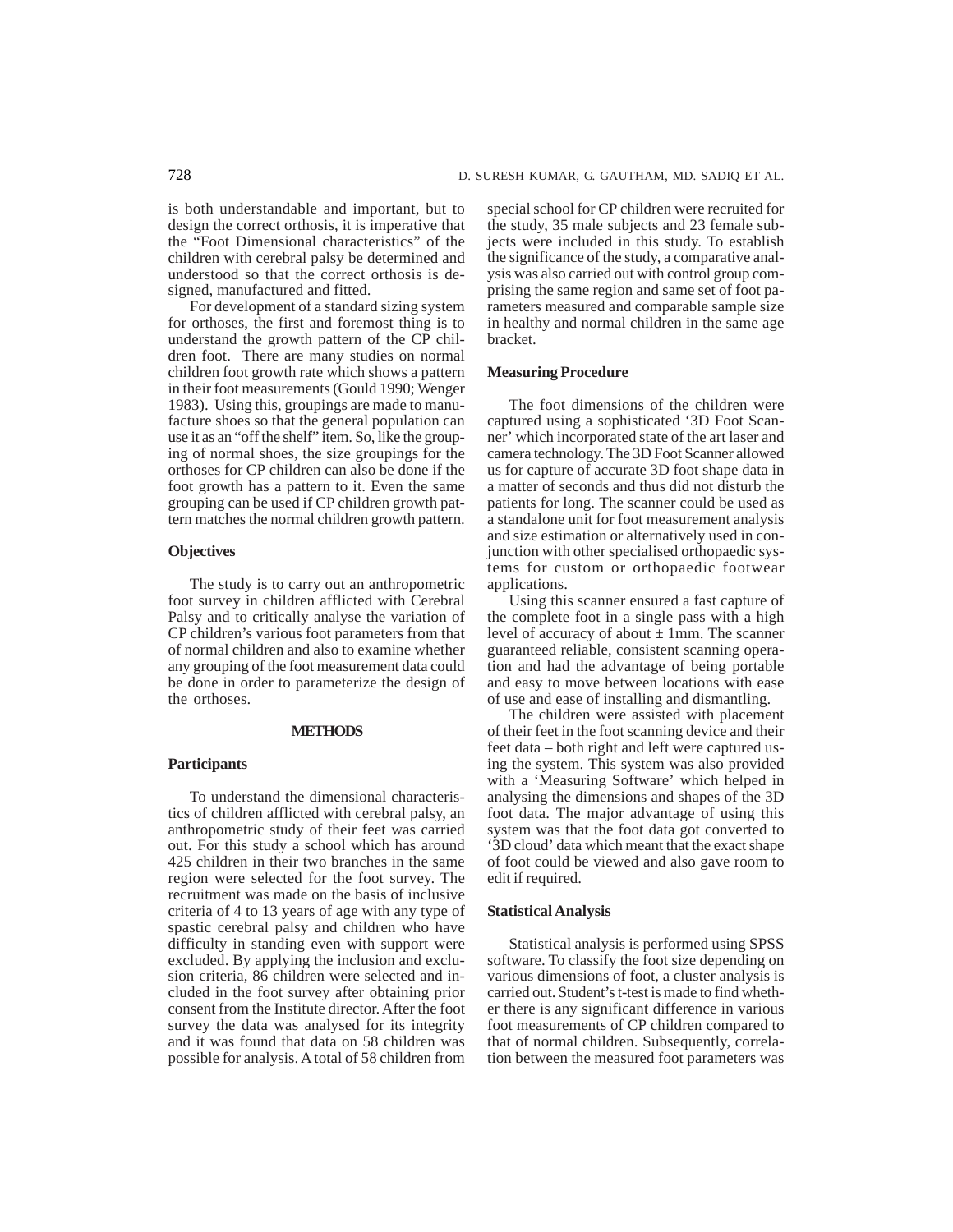is both understandable and important, but to design the correct orthosis, it is imperative that the "Foot Dimensional characteristics" of the children with cerebral palsy be determined and understood so that the correct orthosis is designed, manufactured and fitted.

For development of a standard sizing system for orthoses, the first and foremost thing is to understand the growth pattern of the CP children foot. There are many studies on normal children foot growth rate which shows a pattern in their foot measurements (Gould 1990; Wenger 1983). Using this, groupings are made to manufacture shoes so that the general population can use it as an "off the shelf" item. So, like the grouping of normal shoes, the size groupings for the orthoses for CP children can also be done if the foot growth has a pattern to it. Even the same grouping can be used if CP children growth pattern matches the normal children growth pattern.

### Objectives

The study is to carry out an anthropometric foot survey in children afflicted with Cerebral Palsy and to critically analyse the variation of CP children's various foot parameters from that of normal children and also to examine whether any grouping of the foot measurement data could be done in order to parameterize the design of the orthoses.

## METHODS

### Participants

To understand the dimensional characteristics of children afflicted with cerebral palsy, an anthropometric study of their feet was carried out. For this study a school which has around 425 children in their two branches in the same region were selected for the foot survey. The recruitment was made on the basis of inclusive criteria of 4 to 13 years of age with any type of spastic cerebral palsy and children who have difficulty in standing even with support were excluded. By applying the inclusion and exclusion criteria, 86 children were selected and included in the foot survey after obtaining prior consent from the Institute director. After the foot survey the data was analysed for its integrity and it was found that data on 58 children was possible for analysis. A total of 58 children from special school for CP children were recruited for the study, 35 male subjects and 23 female subjects were included in this study. To establish the significance of the study, a comparative analysis was also carried out with control group comprising the same region and same set of foot parameters measured and comparable sample size in healthy and normal children in the same age bracket.

### Measuring Procedure

The foot dimensions of the children were captured using a sophisticated '3D Foot Scanner' which incorporated state of the art laser and camera technology. The 3D Foot Scanner allowed us for capture of accurate 3D foot shape data in a matter of seconds and thus did not disturb the patients for long. The scanner could be used as a standalone unit for foot measurement analysis and size estimation or alternatively used in conjunction with other specialised orthopaedic systems for custom or orthopaedic footwear applications.

Using this scanner ensured a fast capture of the complete foot in a single pass with a high level of accuracy of about ± 1mm. The scanner guaranteed reliable, consistent scanning operation and had the advantage of being portable and easy to move between locations with ease of use and ease of installing and dismantling.

The children were assisted with placement of their feet in the foot scanning device and their feet data – both right and left were captured using the system. This system was also provided with a 'Measuring Software' which helped in analysing the dimensions and shapes of the 3D foot data. The major advantage of using this system was that the foot data got converted to '3D cloud' data which meant that the exact shape of foot could be viewed and also gave room to edit if required.

### Statistical Analysis

Statistical analysis is performed using SPSS software. To classify the foot size depending on various dimensions of foot, a cluster analysis is carried out. Student's t-test is made to find whether there is any significant difference in various foot measurements of CP children compared to that of normal children. Subsequently, correlation between the measured foot parameters was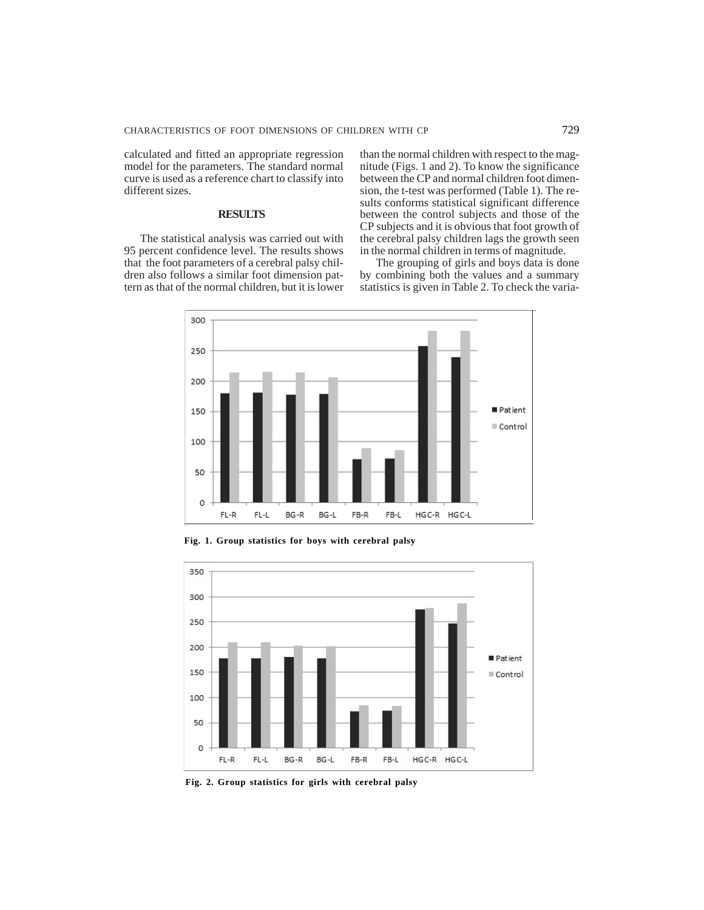calculated and fitted an appropriate regression model for the parameters. The standard normal curve is used as a reference chart to classify into different sizes.

## RESULTS

The statistical analysis was carried out with 95 percent confidence level. The results shows that the foot parameters of a cerebral palsy children also follows a similar foot dimension pattern as that of the normal children, but it is lower than the normal children with respect to the magnitude (Figs. 1 and 2). To know the significance between the CP and normal children foot dimension, the t-test was performed (Table 1). The results conforms statistical significant difference between the control subjects and those of the CP subjects and it is obvious that foot growth of the cerebral palsy children lags the growth seen in the normal children in terms of magnitude.

The grouping of girls and boys data is done by combining both the values and a summary statistics is given in Table 2. To check the varia-

**Fig. 1. Group statistics for boys with cerebral palsy**

**Fig. 2. Group statistics for girls with cerebral palsy**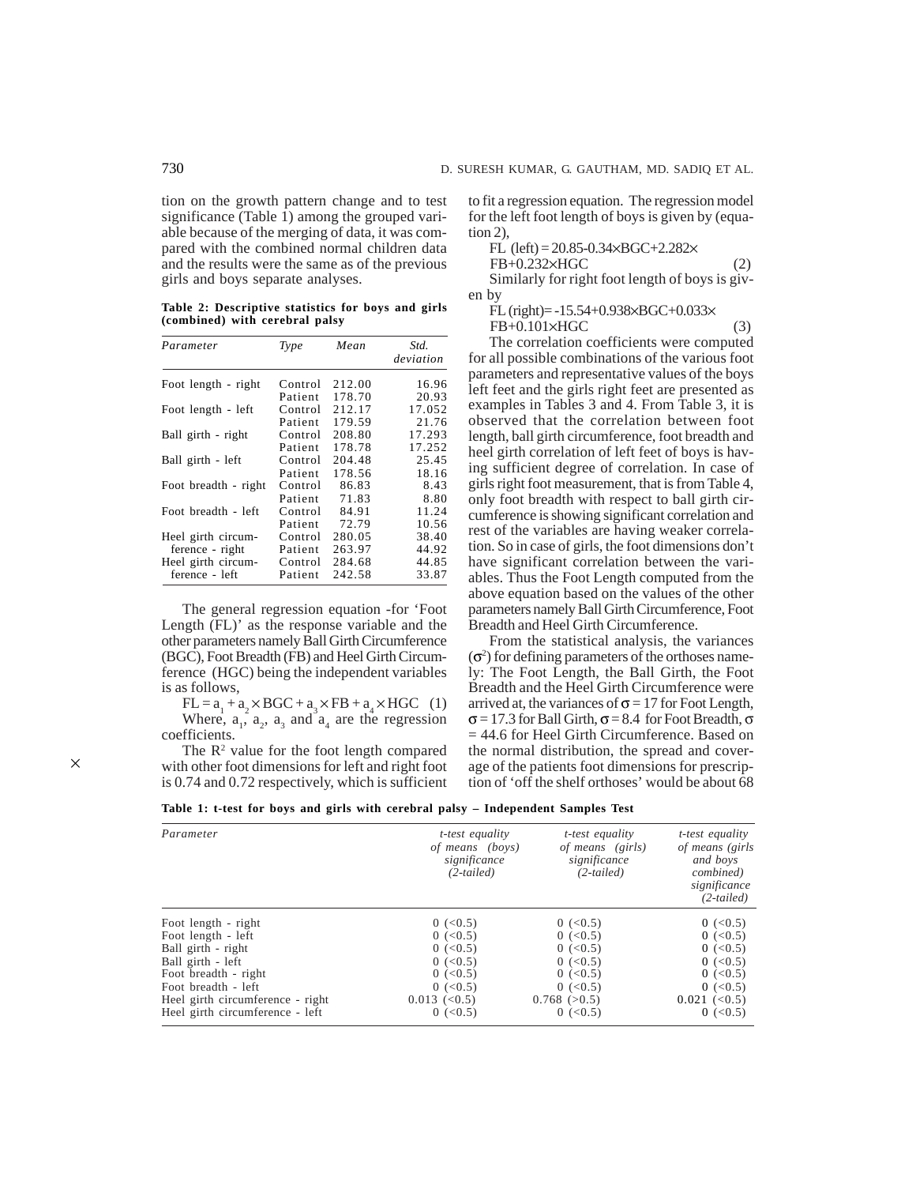tion on the growth pattern change and to test significance (Table 1) among the grouped variable because of the merging of data, it was compared with the combined normal children data and the results were the same as of the previous girls and boys separate analyses.

**Table 2: Descriptive statistics for boys and girls (combined) with cerebral palsy**

| Parameter | Type | Mean | Std. deviation |
|---|---|---|---|
| Foot length - right | Control | 212.00 | 16.96 |
| | Patient | 178.70 | 20.93 |
| Foot length - left | Control | 212.17 | 17.052 |
| | Patient | 179.59 | 21.76 |
| Ball girth - right | Control | 208.80 | 17.293 |
| | Patient | 178.78 | 17.252 |
| Ball girth - left | Control | 204.48 | 25.45 |
| | Patient | 178.56 | 18.16 |
| Foot breadth - right | Control | 86.83 | 8.43 |
| | Patient | 71.83 | 8.80 |
| Foot breadth - left | Control | 84.91 | 11.24 |
| | Patient | 72.79 | 10.56 |
| Heel girth circumference - right | Control | 280.05 | 38.40 |
| | Patient | 263.97 | 44.92 |
| Heel girth circumference - left | Control | 284.68 | 44.85 |
| | Patient | 242.58 | 33.87 |

The general regression equation -for 'Foot Length (FL)' as the response variable and the other parameters namely Ball Girth Circumference (BGC), Foot Breadth (FB) and Heel Girth Circumference (HGC) being the independent variables is as follows,

$$FL = a_1 + a_2 \times BGC + a_3 \times FB + a_4 \times HGC \quad (1)$$

Where, $a_1$, $a_2$, $a_3$ and $a_4$ are the regression coefficients.

The $R^2$ value for the foot length compared with other foot dimensions for left and right foot is 0.74 and 0.72 respectively, which is sufficient to fit a regression equation. The regression model for the left foot length of boys is given by (equation 2),

$$FL\ (left) = 20.85 - 0.34 \times BGC + 2.282 \times FB + 0.232 \times HGC \quad (2)$$

Similarly for right foot length of boys is given by

$$FL\ (right) = -15.54 + 0.938 \times BGC + 0.033 \times FB + 0.101 \times HGC \quad (3)$$

The correlation coefficients were computed for all possible combinations of the various foot parameters and representative values of the boys left feet and the girls right feet are presented as examples in Tables 3 and 4. From Table 3, it is observed that the correlation between foot length, ball girth circumference, foot breadth and heel girth correlation of left feet of boys is having sufficient degree of correlation. In case of girls right foot measurement, that is from Table 4, only foot breadth with respect to ball girth circumference is showing significant correlation and rest of the variables are having weaker correlation. So in case of girls, the foot dimensions don't have significant correlation between the variables. Thus the Foot Length computed from the above equation based on the values of the other parameters namely Ball Girth Circumference, Foot Breadth and Heel Girth Circumference.

From the statistical analysis, the variances ($\sigma^2$) for defining parameters of the orthoses namely: The Foot Length, the Ball Girth, the Foot Breadth and the Heel Girth Circumference were arrived at, the variances of $\sigma = 17$ for Foot Length, $\sigma = 17.3$ for Ball Girth, $\sigma = 8.4$ for Foot Breadth, $\sigma = 44.6$ for Heel Girth Circumference. Based on the normal distribution, the spread and coverage of the patients foot dimensions for prescription of 'off the shelf orthoses' would be about 68

**Table 1: t-test for boys and girls with cerebral palsy – Independent Samples Test**

| Parameter | *t-test equality of means (boys) significance (2-tailed)* | *t-test equality of means (girls) significance (2-tailed)* | *t-test equality of means (girls and boys combined) significance (2-tailed)* |
|---|---|---|---|
| Foot length - right | 0 (<0.5) | 0 (<0.5) | 0 (<0.5) |
| Foot length - left | 0 (<0.5) | 0 (<0.5) | 0 (<0.5) |
| Ball girth - right | 0 (<0.5) | 0 (<0.5) | 0 (<0.5) |
| Ball girth - left | 0 (<0.5) | 0 (<0.5) | 0 (<0.5) |
| Foot breadth - right | 0 (<0.5) | 0 (<0.5) | 0 (<0.5) |
| Foot breadth - left | 0 (<0.5) | 0 (<0.5) | 0 (<0.5) |
| Heel girth circumference - right | 0.013 (<0.5) | 0.768 (>0.5) | 0.021 (<0.5) |
| Heel girth circumference - left | 0 (<0.5) | 0 (<0.5) | 0 (<0.5) |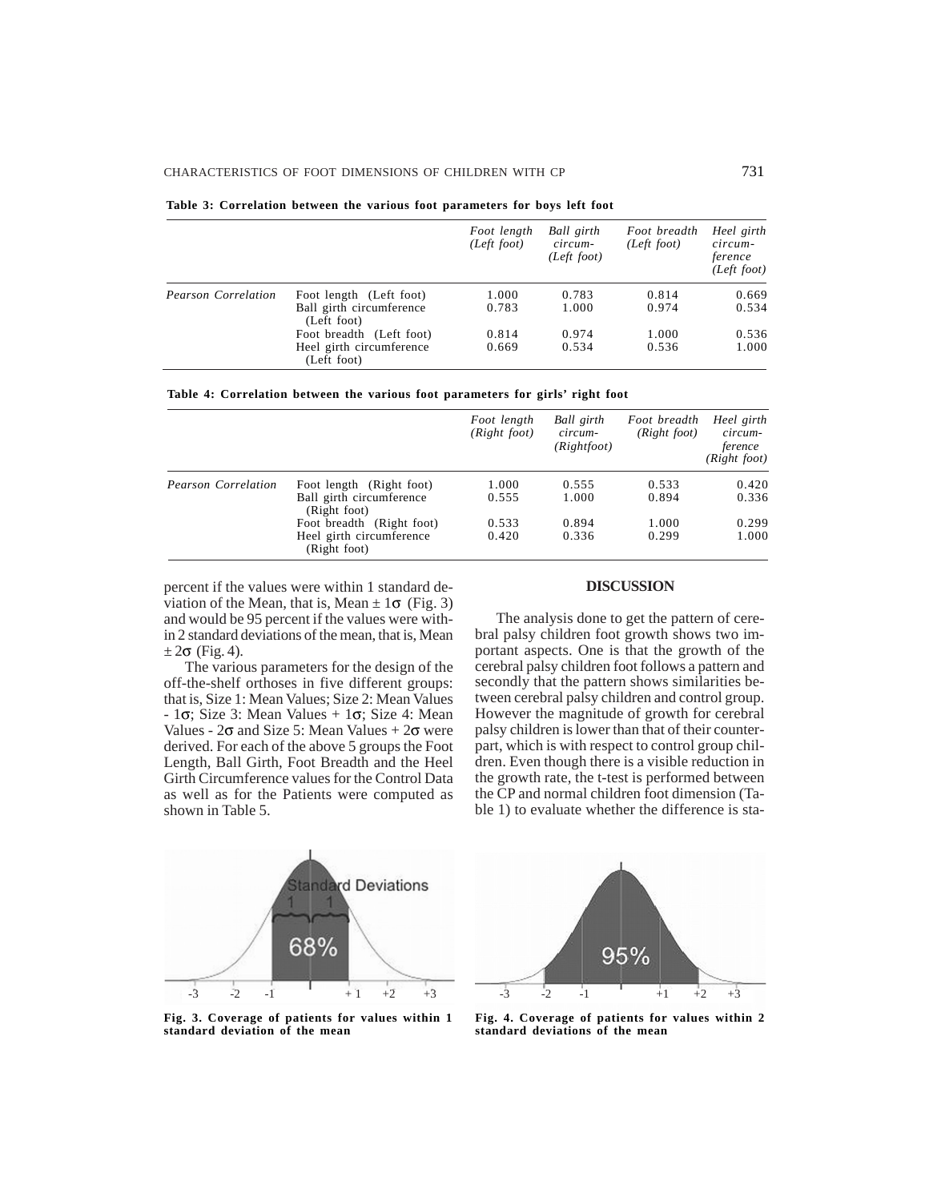**Table 3: Correlation between the various foot parameters for boys left foot**

| | | *Foot length (Left foot)* | *Ball girth circum-ference (Left foot)* | *Foot breadth (Left foot)* | *Heel girth circum-ference (Left foot)* |
|---|---|---|---|---|---|
| *Pearson Correlation* | Foot length (Left foot) | 1.000 | 0.783 | 0.814 | 0.669 |
| | Ball girth circumference (Left foot) | 0.783 | 1.000 | 0.974 | 0.534 |
| | Foot breadth (Left foot) | 0.814 | 0.974 | 1.000 | 0.536 |
| | Heel girth circumference (Left foot) | 0.669 | 0.534 | 0.536 | 1.000 |

**Table 4: Correlation between the various foot parameters for girls' right foot**

| | | *Foot length (Right foot)* | *Ball girth circum- (Rightfoot)* | *Foot breadth (Right foot)* | *Heel girth circum-ference (Right foot)* |
|---|---|---|---|---|---|
| *Pearson Correlation* | Foot length (Right foot) | 1.000 | 0.555 | 0.533 | 0.420 |
| | Ball girth circumference (Right foot) | 0.555 | 1.000 | 0.894 | 0.336 |
| | Foot breadth (Right foot) | 0.533 | 0.894 | 1.000 | 0.299 |
| | Heel girth circumference (Right foot) | 0.420 | 0.336 | 0.299 | 1.000 |

percent if the values were within 1 standard deviation of the Mean, that is, Mean $\pm 1\sigma$ (Fig. 3) and would be 95 percent if the values were within 2 standard deviations of the mean, that is, Mean $\pm 2\sigma$ (Fig. 4).

The various parameters for the design of the off-the-shelf orthoses in five different groups: that is, Size 1: Mean Values; Size 2: Mean Values - $1\sigma$; Size 3: Mean Values + $1\sigma$; Size 4: Mean Values - $2\sigma$ and Size 5: Mean Values + $2\sigma$ were derived. For each of the above 5 groups the Foot Length, Ball Girth, Foot Breadth and the Heel Girth Circumference values for the Control Data as well as for the Patients were computed as shown in Table 5.

## DISCUSSION

The analysis done to get the pattern of cerebral palsy children foot growth shows two important aspects. One is that the growth of the cerebral palsy children foot follows a pattern and secondly that the pattern shows similarities between cerebral palsy children and control group. However the magnitude of growth for cerebral palsy children is lower than that of their counterpart, which is with respect to control group children. Even though there is a visible reduction in the growth rate, the t-test is performed between the CP and normal children foot dimension (Table 1) to evaluate whether the difference is sta-

**Fig. 3. Coverage of patients for values within 1 standard deviation of the mean**

**Fig. 4. Coverage of patients for values within 2 standard deviations of the mean**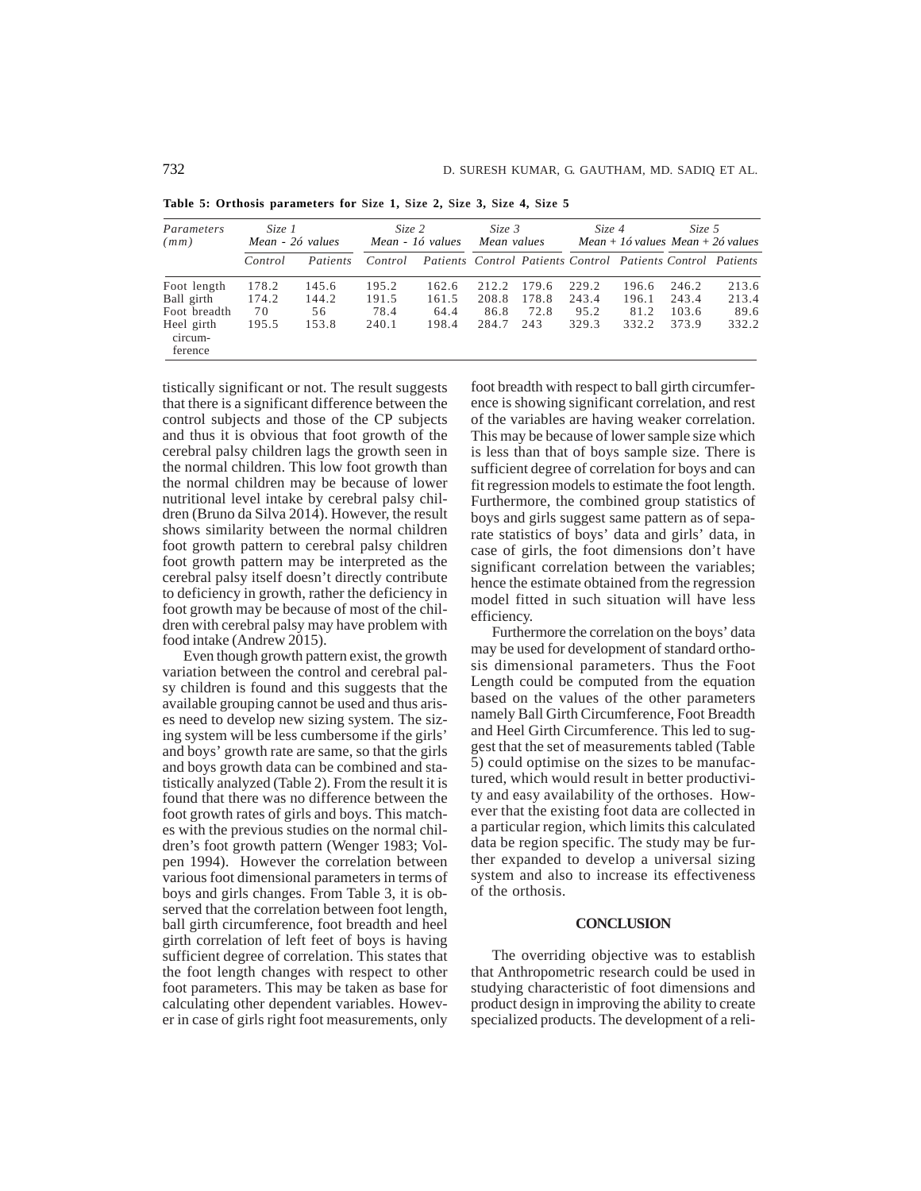**Table 5: Orthosis parameters for Size 1, Size 2, Size 3, Size 4, Size 5**

| Parameters (mm) | Size 1 Mean - 2σ values | | Size 2 Mean - 1σ values | | Size 3 Mean values | | Size 4 Mean + 1σ values | | Size 5 Mean + 2σ values | |
|---|---|---|---|---|---|---|---|---|---|---|
| | Control | Patients | Control | Patients | Control | Patients | Control | Patients | Control | Patients |
| Foot length | 178.2 | 145.6 | 195.2 | 162.6 | 212.2 | 179.6 | 229.2 | 196.6 | 246.2 | 213.6 |
| Ball girth | 174.2 | 144.2 | 191.5 | 161.5 | 208.8 | 178.8 | 243.4 | 196.1 | 243.4 | 213.4 |
| Foot breadth | 70 | 56 | 78.4 | 64.4 | 86.8 | 72.8 | 95.2 | 81.2 | 103.6 | 89.6 |
| Heel girth circumference | 195.5 | 153.8 | 240.1 | 198.4 | 284.7 | 243 | 329.3 | 332.2 | 373.9 | 332.2 |

tistically significant or not. The result suggests that there is a significant difference between the control subjects and those of the CP subjects and thus it is obvious that foot growth of the cerebral palsy children lags the growth seen in the normal children. This low foot growth than the normal children may be because of lower nutritional level intake by cerebral palsy children (Bruno da Silva 2014). However, the result shows similarity between the normal children foot growth pattern to cerebral palsy children foot growth pattern may be interpreted as the cerebral palsy itself doesn't directly contribute to deficiency in growth, rather the deficiency in foot growth may be because of most of the children with cerebral palsy may have problem with food intake (Andrew 2015).

Even though growth pattern exist, the growth variation between the control and cerebral palsy children is found and this suggests that the available grouping cannot be used and thus arises need to develop new sizing system. The sizing system will be less cumbersome if the girls' and boys' growth rate are same, so that the girls and boys growth data can be combined and statistically analyzed (Table 2). From the result it is found that there was no difference between the foot growth rates of girls and boys. This matches with the previous studies on the normal children's foot growth pattern (Wenger 1983; Volpen 1994). However the correlation between various foot dimensional parameters in terms of boys and girls changes. From Table 3, it is observed that the correlation between foot length, ball girth circumference, foot breadth and heel girth correlation of left feet of boys is having sufficient degree of correlation. This states that the foot length changes with respect to other foot parameters. This may be taken as base for calculating other dependent variables. However in case of girls right foot measurements, only foot breadth with respect to ball girth circumference is showing significant correlation, and rest of the variables are having weaker correlation. This may be because of lower sample size which is less than that of boys sample size. There is sufficient degree of correlation for boys and can fit regression models to estimate the foot length. Furthermore, the combined group statistics of boys and girls suggest same pattern as of separate statistics of boys' data and girls' data, in case of girls, the foot dimensions don't have significant correlation between the variables; hence the estimate obtained from the regression model fitted in such situation will have less efficiency.

Furthermore the correlation on the boys' data may be used for development of standard orthosis dimensional parameters. Thus the Foot Length could be computed from the equation based on the values of the other parameters namely Ball Girth Circumference, Foot Breadth and Heel Girth Circumference. This led to suggest that the set of measurements tabled (Table 5) could optimise on the sizes to be manufactured, which would result in better productivity and easy availability of the orthoses. However that the existing foot data are collected in a particular region, which limits this calculated data be region specific. The study may be further expanded to develop a universal sizing system and also to increase its effectiveness of the orthosis.

## CONCLUSION

The overriding objective was to establish that Anthropometric research could be used in studying characteristic of foot dimensions and product design in improving the ability to create specialized products. The development of a reli-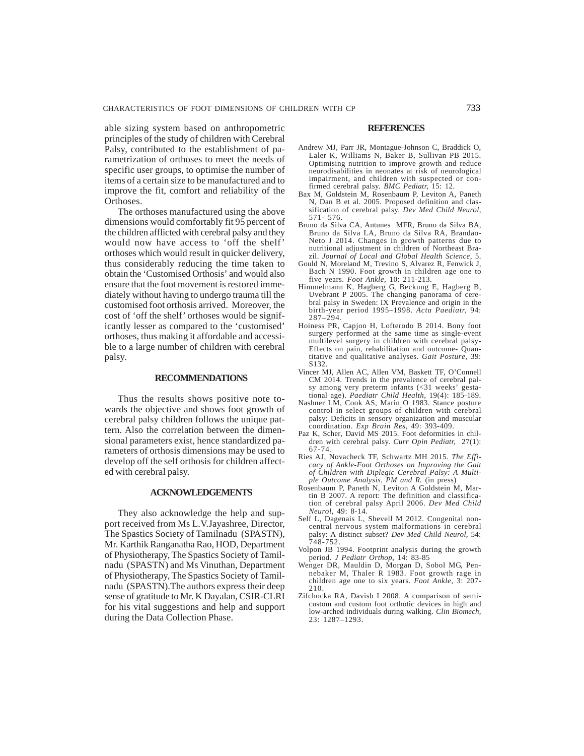able sizing system based on anthropometric principles of the study of children with Cerebral Palsy, contributed to the establishment of parametrization of orthoses to meet the needs of specific user groups, to optimise the number of items of a certain size to be manufactured and to improve the fit, comfort and reliability of the Orthoses.

The orthoses manufactured using the above dimensions would comfortably fit 95 percent of the children afflicted with cerebral palsy and they would now have access to 'off the shelf' orthoses which would result in quicker delivery, thus considerably reducing the time taken to obtain the 'Customised Orthosis' and would also ensure that the foot movement is restored immediately without having to undergo trauma till the customised foot orthosis arrived. Moreover, the cost of 'off the shelf' orthoses would be significantly lesser as compared to the 'customised' orthoses, thus making it affordable and accessible to a large number of children with cerebral palsy.

## RECOMMENDATIONS

Thus the results shows positive note towards the objective and shows foot growth of cerebral palsy children follows the unique pattern. Also the correlation between the dimensional parameters exist, hence standardized parameters of orthosis dimensions may be used to develop off the self orthosis for children affected with cerebral palsy.

## ACKNOWLEDGEMENTS

They also acknowledge the help and support received from Ms L.V.Jayashree, Director, The Spastics Society of Tamilnadu (SPASTN), Mr. Karthik Ranganatha Rao, HOD, Department of Physiotherapy, The Spastics Society of Tamilnadu (SPASTN) and Ms Vinuthan, Department of Physiotherapy, The Spastics Society of Tamilnadu (SPASTN).The authors express their deep sense of gratitude to Mr. K Dayalan, CSIR-CLRI for his vital suggestions and help and support during the Data Collection Phase.

## REFERENCES

Andrew MJ, Parr JR, Montague-Johnson C, Braddick O, Laler K, Williams N, Baker B, Sullivan PB 2015. Optimising nutrition to improve growth and reduce neurodisabilities in neonates at risk of neurological impairment, and children with suspected or confirmed cerebral palsy. *BMC Pediatr,* 15: 12.

Bax M, Goldstein M, Rosenbaum P, Leviton A, Paneth N, Dan B et al. 2005. Proposed definition and classification of cerebral palsy. *Dev Med Child Neurol,* 571- 576.

Bruno da Silva CA, Antunes MFR, Bruno da Silva BA, Bruno da Silva LA, Bruno da Silva RA, Brandao-Neto J 2014. Changes in growth patterns due to nutritional adjustment in children of Northeast Brazil. *Journal of Local and Global Health Science,* 5.

Gould N, Moreland M, Trevino S, Alvarez R, Fenwick J, Bach N 1990. Foot growth in children age one to five years. *Foot Ankle,* 10: 211-213.

Himmelmann K, Hagberg G, Beckung E, Hagberg B, Uvebrant P 2005. The changing panorama of cerebral palsy in Sweden: IX Prevalence and origin in the birth-year period 1995–1998. *Acta Paediatr,* 94: 287–294.

Hoiness PR, Capjon H, Lofterodo B 2014. Bony foot surgery performed at the same time as single-event multilevel surgery in children with cerebral palsy-Effects on pain, rehabilitation and outcome- Quantitative and qualitative analyses. *Gait Posture,* 39: S132.

Vincer MJ, Allen AC, Allen VM, Baskett TF, O'Connell CM 2014. Trends in the prevalence of cerebral palsy among very preterm infants (<31 weeks' gestational age). *Paediatr Child Health,* 19(4): 185-189.

Nashner LM, Cook AS, Marin O 1983. Stance posture control in select groups of children with cerebral palsy: Deficits in sensory organization and muscular coordination. *Exp Brain Res,* 49: 393-409.

Paz K, Scher, David MS 2015. Foot deformities in children with cerebral palsy. *Curr Opin Pediatr,* 27(1): 67-74.

Ries AJ, Novacheck TF, Schwartz MH 2015. *The Efficacy of Ankle-Foot Orthoses on Improving the Gait of Children with Diplegic Cerebral Palsy: A Multiple Outcome Analysis, PM and R.* (in press)

Rosenbaum P, Paneth N, Leviton A Goldstein M, Martin B 2007. A report: The definition and classification of cerebral palsy April 2006. *Dev Med Child Neurol,* 49: 8-14.

Self L, Dagenais L, Shevell M 2012. Congenital non-central nervous system malformations in cerebral palsy: A distinct subset? *Dev Med Child Neurol,* 54: 748-752.

Volpon JB 1994. Footprint analysis during the growth period. *J Pediatr Orthop,* 14: 83-85

Wenger DR, Mauldin D, Morgan D, Sobol MG, Pennebaker M, Thaler R 1983. Foot growth rage in children age one to six years. *Foot Ankle,* 3: 207-210.

Zifchocka RA, Davisb I 2008. A comparison of semi-custom and custom foot orthotic devices in high and low-arched individuals during walking. *Clin Biomech,* 23: 1287–1293.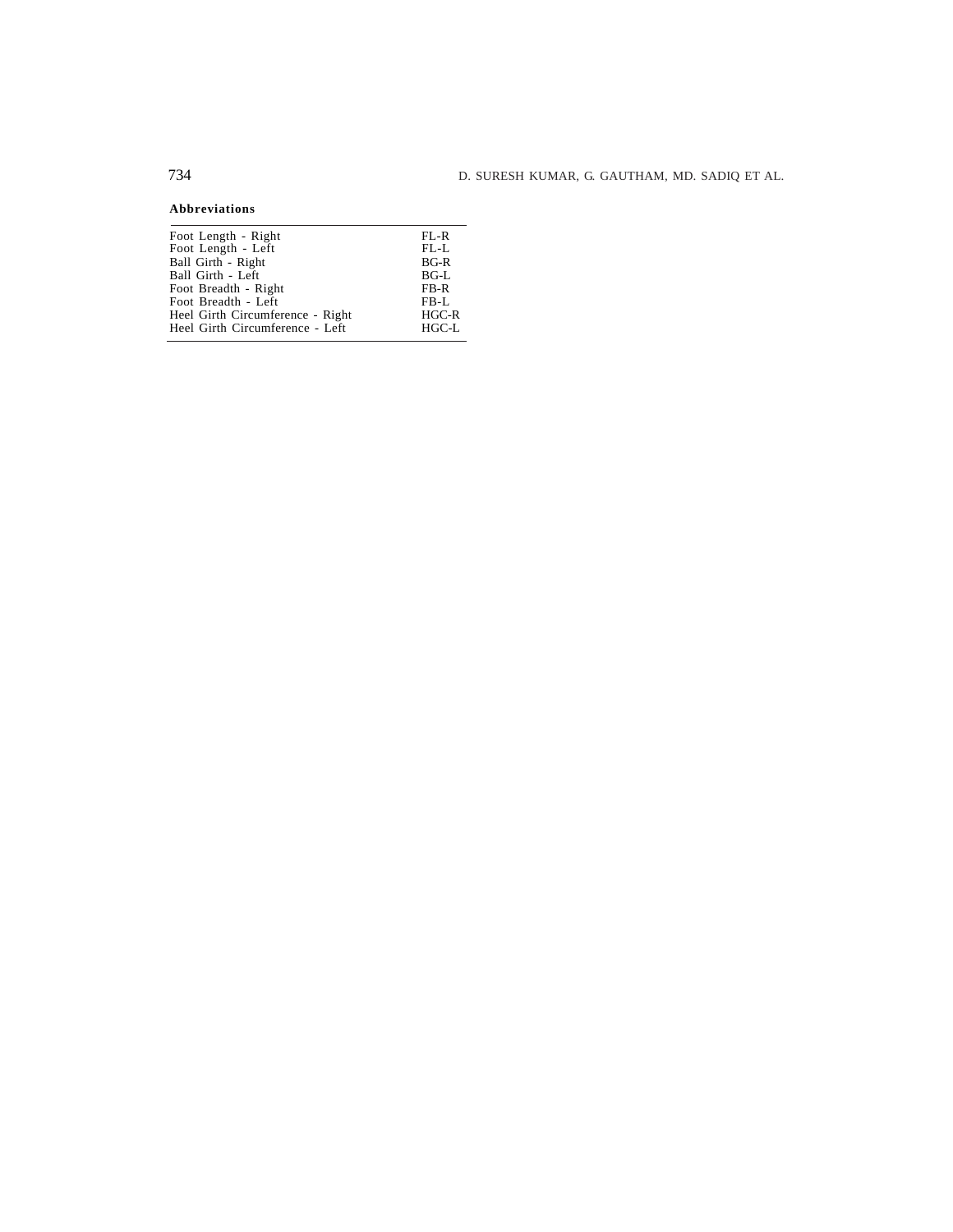**Abbreviations**

| | |
|---|---|
| Foot Length - Right | FL-R |
| Foot Length - Left | FL-L |
| Ball Girth - Right | BG-R |
| Ball Girth - Left | BG-L |
| Foot Breadth - Right | FB-R |
| Foot Breadth - Left | FB-L |
| Heel Girth Circumference - Right | HGC-R |
| Heel Girth Circumference - Left | HGC-L |